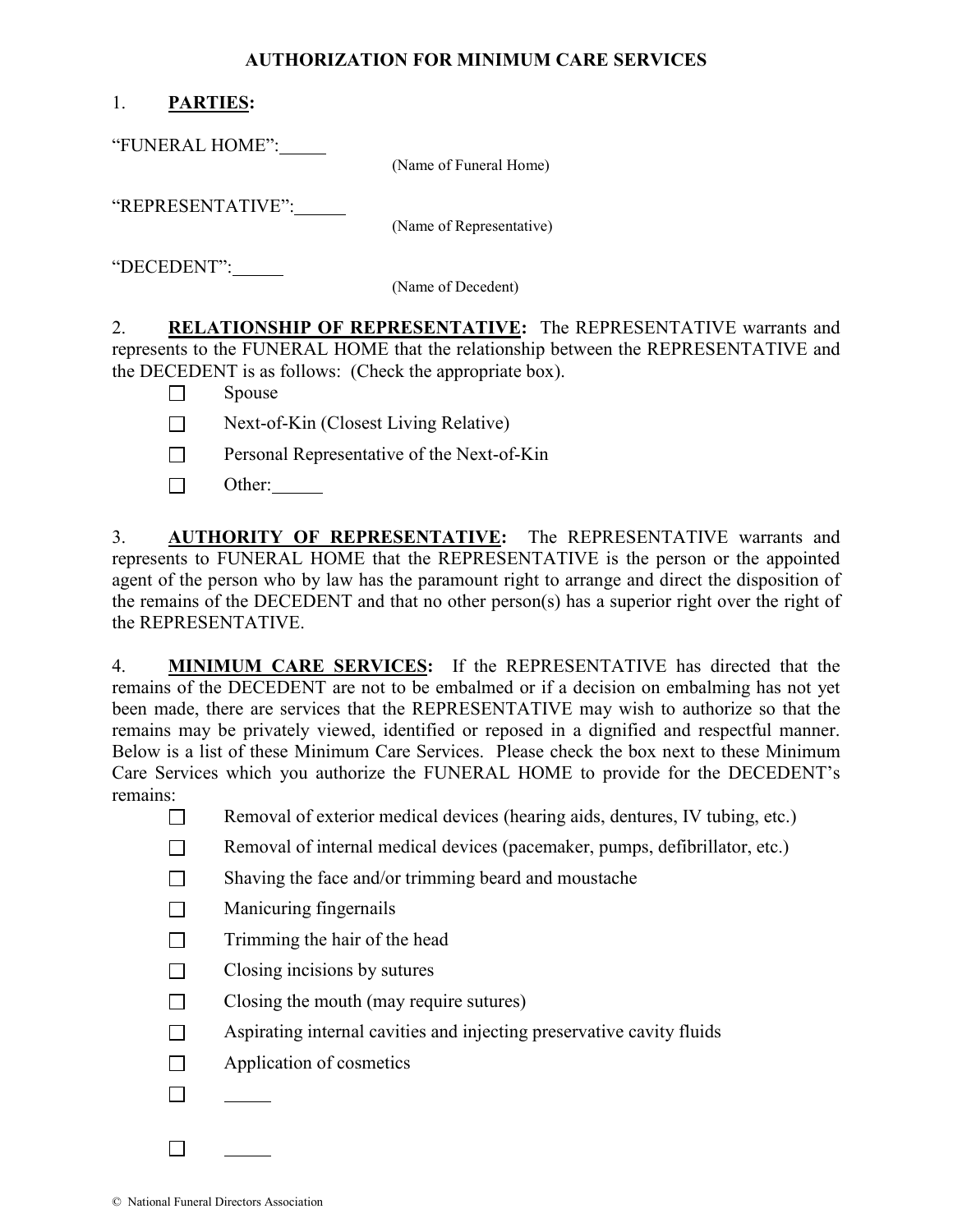# AUTHORIZATION FOR MINIMUM CARE SERVICES

1. **PARTIES:**

"FUNERAL HOME":_____
(Name of Funeral Home)

"REPRESENTATIVE":_____
(Name of Representative)

"DECEDENT":_____
(Name of Decedent)

2. **RELATIONSHIP OF REPRESENTATIVE:** The REPRESENTATIVE warrants and represents to the FUNERAL HOME that the relationship between the REPRESENTATIVE and the DECEDENT is as follows: (Check the appropriate box).

- ☐ Spouse
- ☐ Next-of-Kin (Closest Living Relative)
- ☐ Personal Representative of the Next-of-Kin
- ☐ Other:_____

3. **AUTHORITY OF REPRESENTATIVE:** The REPRESENTATIVE warrants and represents to FUNERAL HOME that the REPRESENTATIVE is the person or the appointed agent of the person who by law has the paramount right to arrange and direct the disposition of the remains of the DECEDENT and that no other person(s) has a superior right over the right of the REPRESENTATIVE.

4. **MINIMUM CARE SERVICES:** If the REPRESENTATIVE has directed that the remains of the DECEDENT are not to be embalmed or if a decision on embalming has not yet been made, there are services that the REPRESENTATIVE may wish to authorize so that the remains may be privately viewed, identified or reposed in a dignified and respectful manner. Below is a list of these Minimum Care Services. Please check the box next to these Minimum Care Services which you authorize the FUNERAL HOME to provide for the DECEDENT's remains:

- ☐ Removal of exterior medical devices (hearing aids, dentures, IV tubing, etc.)
- ☐ Removal of internal medical devices (pacemaker, pumps, defibrillator, etc.)
- ☐ Shaving the face and/or trimming beard and moustache
- ☐ Manicuring fingernails
- ☐ Trimming the hair of the head
- ☐ Closing incisions by sutures
- ☐ Closing the mouth (may require sutures)
- ☐ Aspirating internal cavities and injecting preservative cavity fluids
- ☐ Application of cosmetics
- ☐ _____
- ☐ _____

© National Funeral Directors Association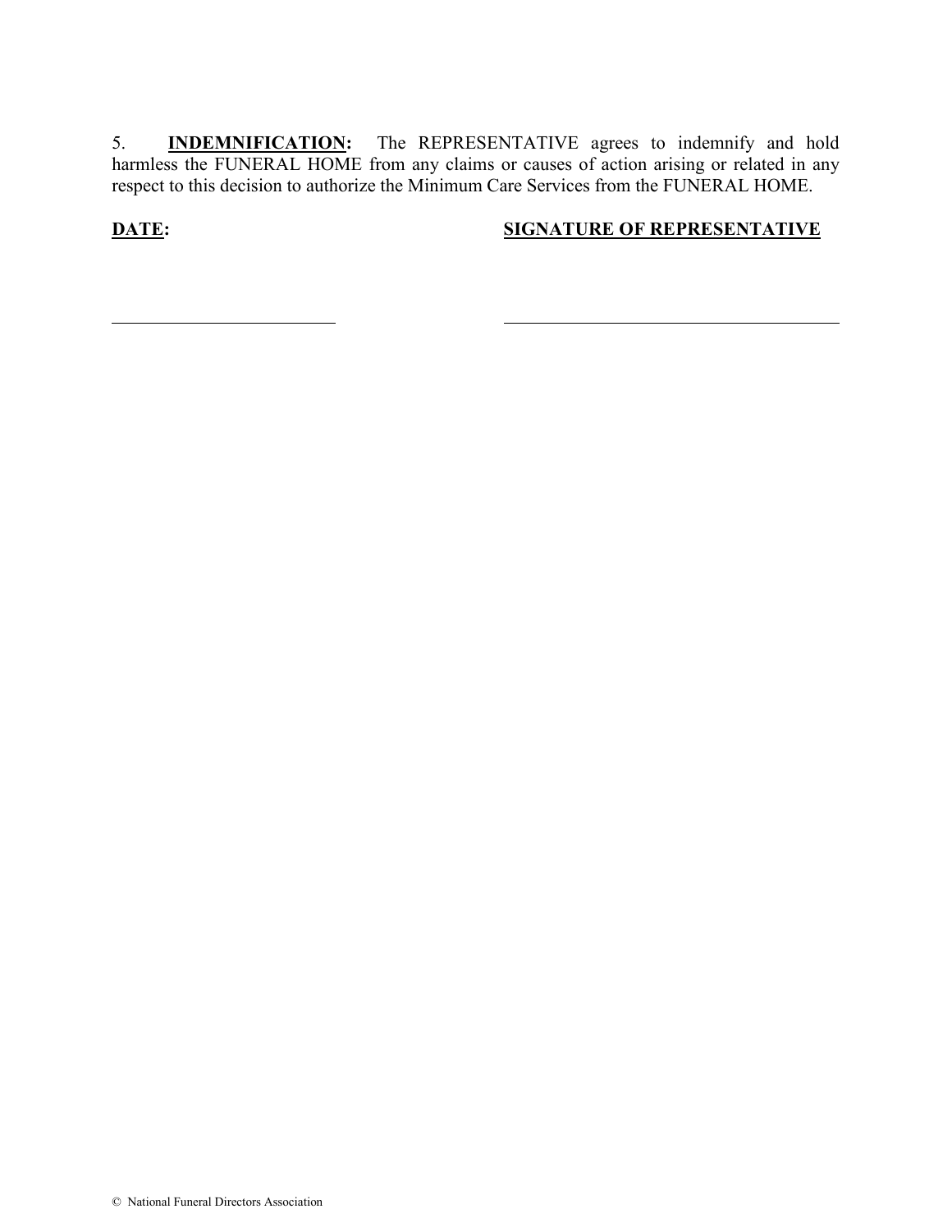5. **INDEMNIFICATION:** The REPRESENTATIVE agrees to indemnify and hold harmless the FUNERAL HOME from any claims or causes of action arising or related in any respect to this decision to authorize the Minimum Care Services from the FUNERAL HOME.

| **DATE:** | **SIGNATURE OF REPRESENTATIVE** |
|---|---|
| ______________________ | ________________________________ |

© National Funeral Directors Association